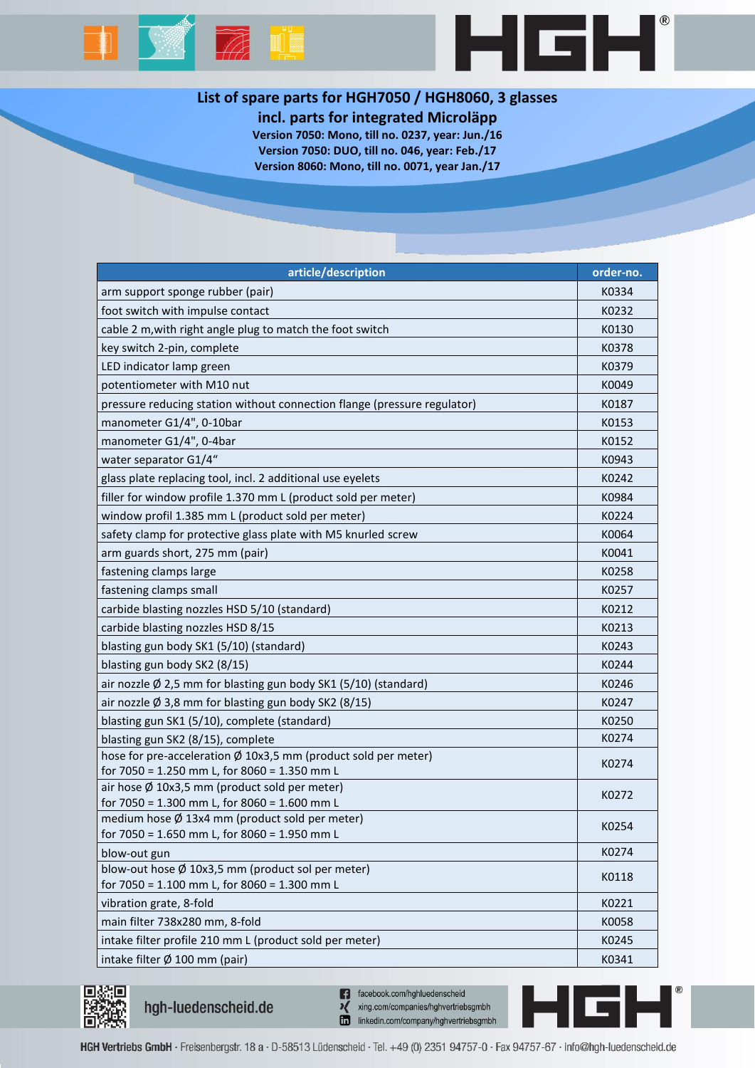# List of spare parts for HGH7050 / HGH8060, 3 glasses
## incl. parts for integrated Microläpp

**Version 7050: Mono, till no. 0237, year: Jun./16**
**Version 7050: DUO, till no. 046, year: Feb./17**
**Version 8060: Mono, till no. 0071, year Jan./17**

| article/description | order-no. |
|---|---|
| arm support sponge rubber (pair) | K0334 |
| foot switch with impulse contact | K0232 |
| cable 2 m,with right angle plug to match the foot switch | K0130 |
| key switch 2-pin, complete | K0378 |
| LED indicator lamp green | K0379 |
| potentiometer with M10 nut | K0049 |
| pressure reducing station without connection flange (pressure regulator) | K0187 |
| manometer G1/4", 0-10bar | K0153 |
| manometer G1/4", 0-4bar | K0152 |
| water separator G1/4“ | K0943 |
| glass plate replacing tool, incl. 2 additional use eyelets | K0242 |
| filler for window profile 1.370 mm L (product sold per meter) | K0984 |
| window profil 1.385 mm L (product sold per meter) | K0224 |
| safety clamp for protective glass plate with M5 knurled screw | K0064 |
| arm guards short, 275 mm (pair) | K0041 |
| fastening clamps large | K0258 |
| fastening clamps small | K0257 |
| carbide blasting nozzles HSD 5/10 (standard) | K0212 |
| carbide blasting nozzles HSD 8/15 | K0213 |
| blasting gun body SK1 (5/10) (standard) | K0243 |
| blasting gun body SK2 (8/15) | K0244 |
| air nozzle Ø 2,5 mm for blasting gun body SK1 (5/10) (standard) | K0246 |
| air nozzle Ø 3,8 mm for blasting gun body SK2 (8/15) | K0247 |
| blasting gun SK1 (5/10), complete (standard) | K0250 |
| blasting gun SK2 (8/15), complete | K0274 |
| hose for pre-acceleration Ø 10x3,5 mm (product sold per meter) for 7050 = 1.250 mm L, for 8060 = 1.350 mm L | K0274 |
| air hose Ø 10x3,5 mm (product sold per meter) for 7050 = 1.300 mm L, for 8060 = 1.600 mm L | K0272 |
| medium hose Ø 13x4 mm (product sold per meter) for 7050 = 1.650 mm L, for 8060 = 1.950 mm L | K0254 |
| blow-out gun | K0274 |
| blow-out hose Ø 10x3,5 mm (product sol per meter) for 7050 = 1.100 mm L, for 8060 = 1.300 mm L | K0118 |
| vibration grate, 8-fold | K0221 |
| main filter 738x280 mm, 8-fold | K0058 |
| intake filter profile 210 mm L (product sold per meter) | K0245 |
| intake filter Ø 100 mm (pair) | K0341 |

hgh-luedenscheid.de

facebook.com/hghluedenscheid
xing.com/companies/hghvertriebsgmbh
linkedin.com/company/hghvertriebsgmbh

HGH Vertriebs GmbH · Freisenbergstr. 18 a · D-58513 Lüdenscheid · Tel. +49 (0) 2351 94757-0 · Fax 94757-67 · info@hgh-luedenscheid.de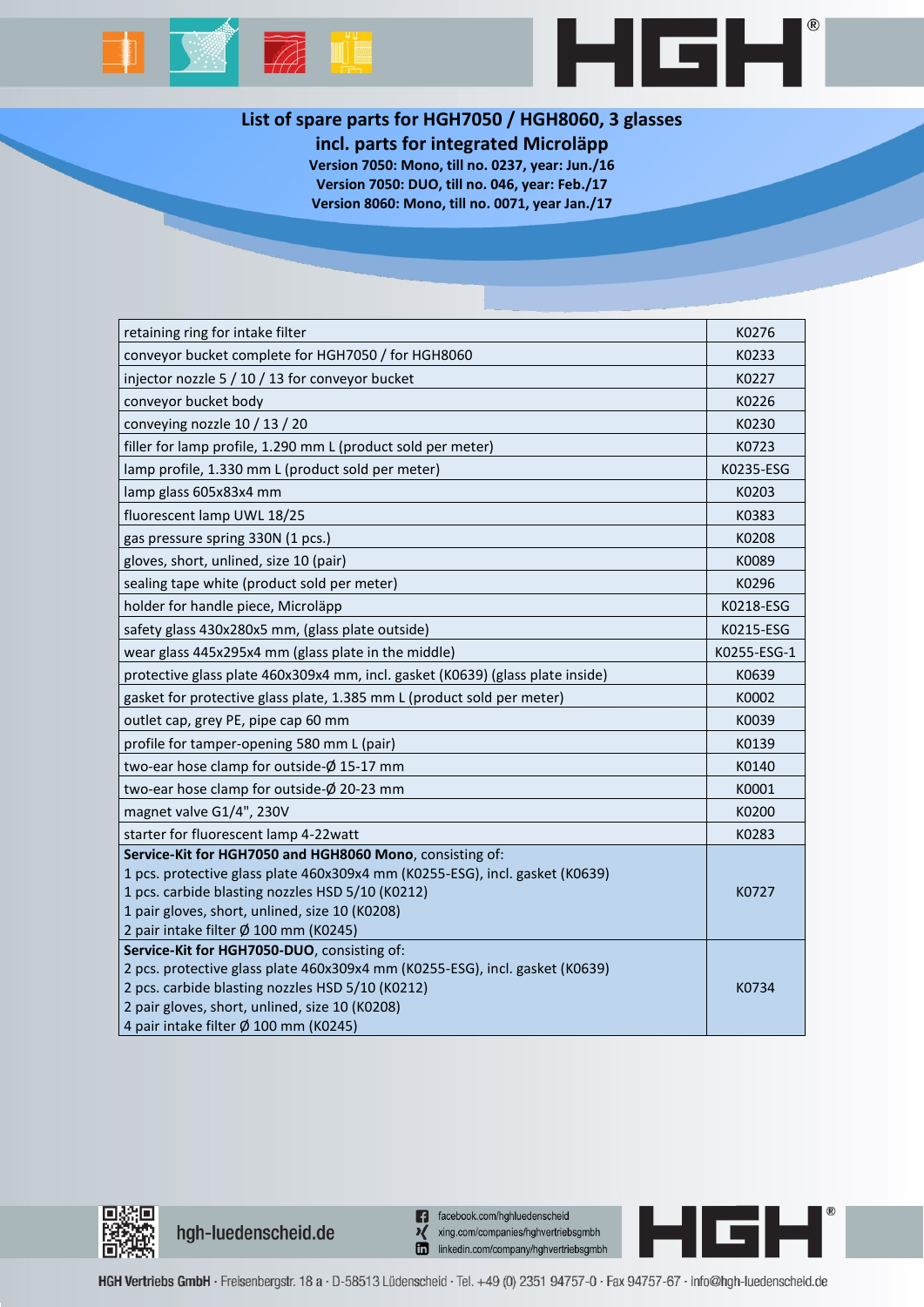# List of spare parts for HGH7050 / HGH8060, 3 glasses

## incl. parts for integrated Microläpp

**Version 7050: Mono, till no. 0237, year: Jun./16**
**Version 7050: DUO, till no. 046, year: Feb./17**
**Version 8060: Mono, till no. 0071, year Jan./17**

| | |
|---|---|
| retaining ring for intake filter | K0276 |
| conveyor bucket complete for HGH7050 / for HGH8060 | K0233 |
| injector nozzle 5 / 10 / 13 for conveyor bucket | K0227 |
| conveyor bucket body | K0226 |
| conveying nozzle 10 / 13 / 20 | K0230 |
| filler for lamp profile, 1.290 mm L (product sold per meter) | K0723 |
| lamp profile, 1.330 mm L (product sold per meter) | K0235-ESG |
| lamp glass 605x83x4 mm | K0203 |
| fluorescent lamp UWL 18/25 | K0383 |
| gas pressure spring 330N (1 pcs.) | K0208 |
| gloves, short, unlined, size 10 (pair) | K0089 |
| sealing tape white (product sold per meter) | K0296 |
| holder for handle piece, Microläpp | K0218-ESG |
| safety glass 430x280x5 mm, (glass plate outside) | K0215-ESG |
| wear glass 445x295x4 mm (glass plate in the middle) | K0255-ESG-1 |
| protective glass plate 460x309x4 mm, incl. gasket (K0639) (glass plate inside) | K0639 |
| gasket for protective glass plate, 1.385 mm L (product sold per meter) | K0002 |
| outlet cap, grey PE, pipe cap 60 mm | K0039 |
| profile for tamper-opening 580 mm L (pair) | K0139 |
| two-ear hose clamp for outside-Ø 15-17 mm | K0140 |
| two-ear hose clamp for outside-Ø 20-23 mm | K0001 |
| magnet valve G1/4", 230V | K0200 |
| starter for fluorescent lamp 4-22watt | K0283 |
| **Service-Kit for HGH7050 and HGH8060 Mono**, consisting of:<br>1 pcs. protective glass plate 460x309x4 mm (K0255-ESG), incl. gasket (K0639)<br>1 pcs. carbide blasting nozzles HSD 5/10 (K0212)<br>1 pair gloves, short, unlined, size 10 (K0208)<br>2 pair intake filter Ø 100 mm (K0245) | K0727 |
| **Service-Kit for HGH7050-DUO**, consisting of:<br>2 pcs. protective glass plate 460x309x4 mm (K0255-ESG), incl. gasket (K0639)<br>2 pcs. carbide blasting nozzles HSD 5/10 (K0212)<br>2 pair gloves, short, unlined, size 10 (K0208)<br>4 pair intake filter Ø 100 mm (K0245) | K0734 |

hgh-luedenscheid.de

facebook.com/hghluedenscheid
xing.com/companies/hghvertriebsgmbh
linkedin.com/company/hghvertriebsgmbh

**HGH Vertriebs GmbH** · Freisenbergstr. 18 a · D-58513 Lüdenscheid · Tel. +49 (0) 2351 94757-0 · Fax 94757-67 · info@hgh-luedenscheid.de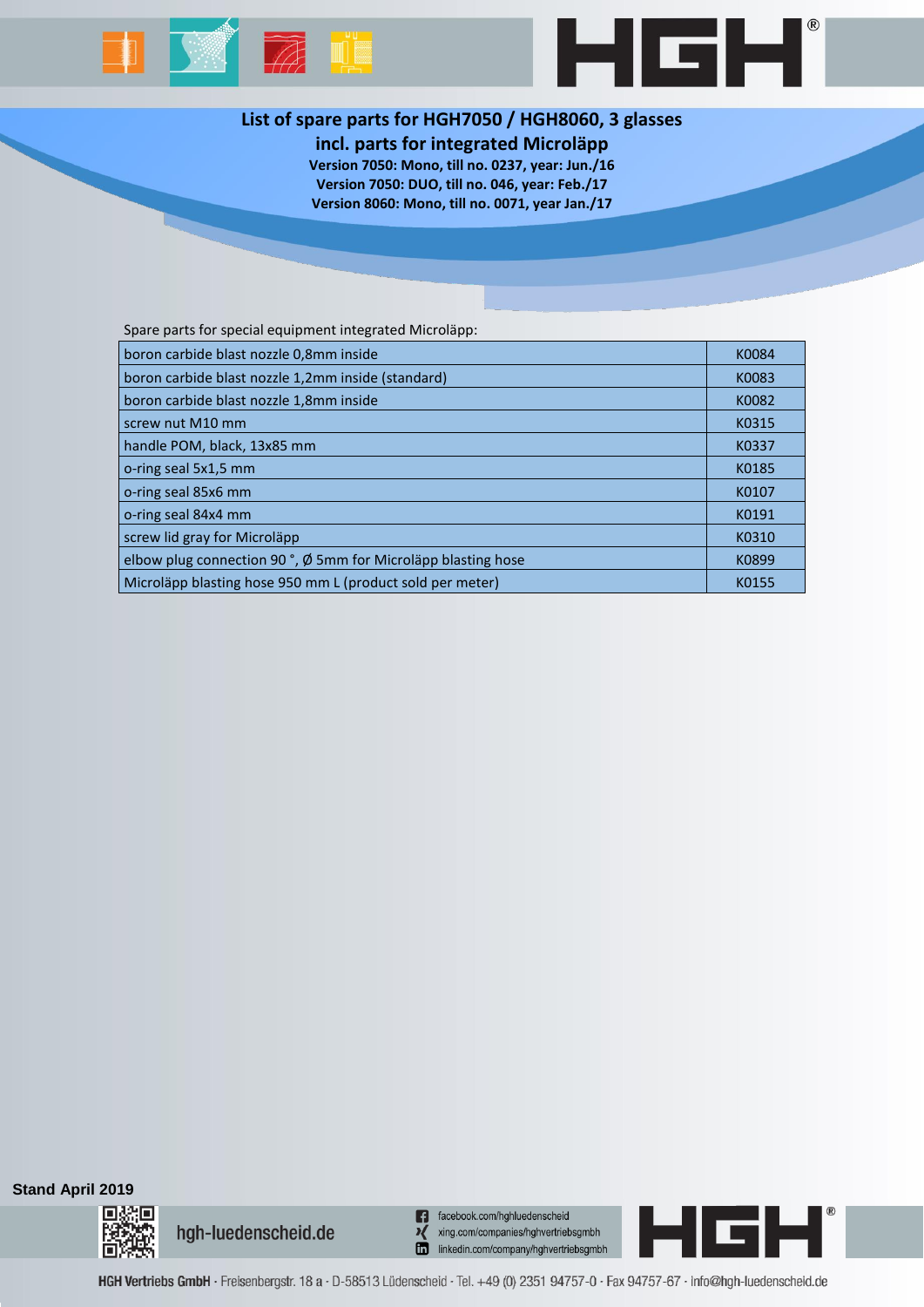## List of spare parts for HGH7050 / HGH8060, 3 glasses
## incl. parts for integrated Microläpp

**Version 7050: Mono, till no. 0237, year: Jun./16**
**Version 7050: DUO, till no. 046, year: Feb./17**
**Version 8060: Mono, till no. 0071, year Jan./17**

Spare parts for special equipment integrated Microläpp:

| | |
|---|---|
| boron carbide blast nozzle 0,8mm inside | K0084 |
| boron carbide blast nozzle 1,2mm inside (standard) | K0083 |
| boron carbide blast nozzle 1,8mm inside | K0082 |
| screw nut M10 mm | K0315 |
| handle POM, black, 13x85 mm | K0337 |
| o-ring seal 5x1,5 mm | K0185 |
| o-ring seal 85x6 mm | K0107 |
| o-ring seal 84x4 mm | K0191 |
| screw lid gray for Microläpp | K0310 |
| elbow plug connection 90 °, Ø 5mm for Microläpp blasting hose | K0899 |
| Microläpp blasting hose 950 mm L (product sold per meter) | K0155 |

**Stand April 2019**

hgh-luedenscheid.de

facebook.com/hghluedenscheid
xing.com/companies/hghvertriebsgmbh
linkedin.com/company/hghvertriebsgmbh

**HGH Vertriebs GmbH** · Freisenbergstr. 18 a · D-58513 Lüdenscheid · Tel. +49 (0) 2351 94757-0 · Fax 94757-67 · info@hgh-luedenscheid.de